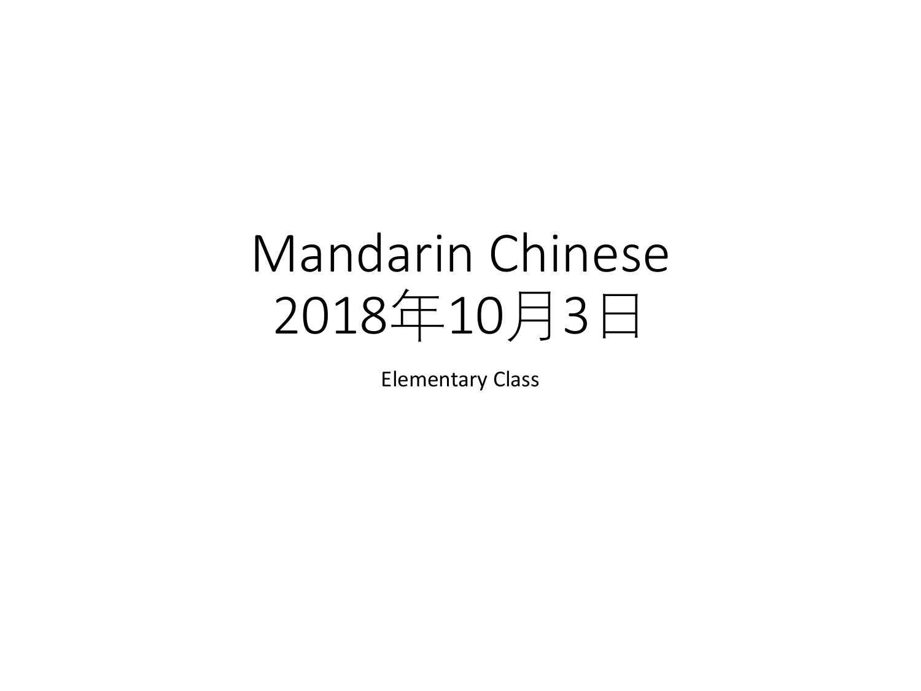# Mandarin Chinese
# 2018年10月3日

Elementary Class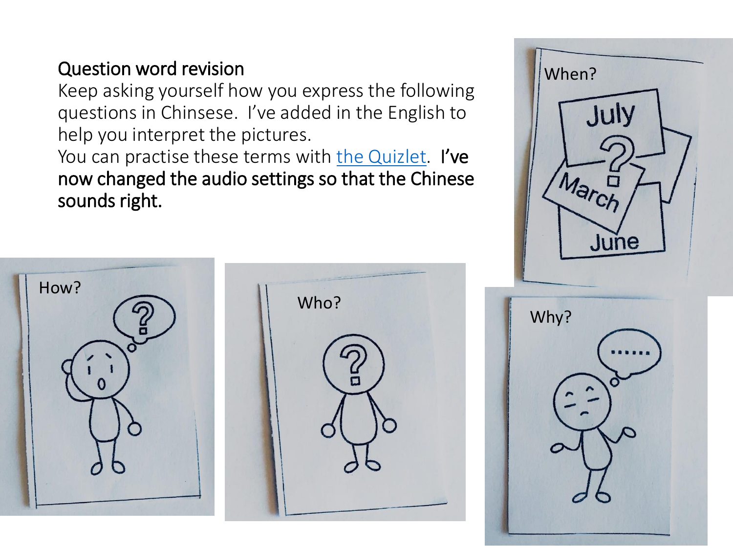Question word revision

Keep asking yourself how you express the following questions in Chinsese. I've added in the English to help you interpret the pictures.

You can practise these terms with [the Quizlet](). **I've now changed the audio settings so that the Chinese sounds right.**

When?

How?

Who?

Why?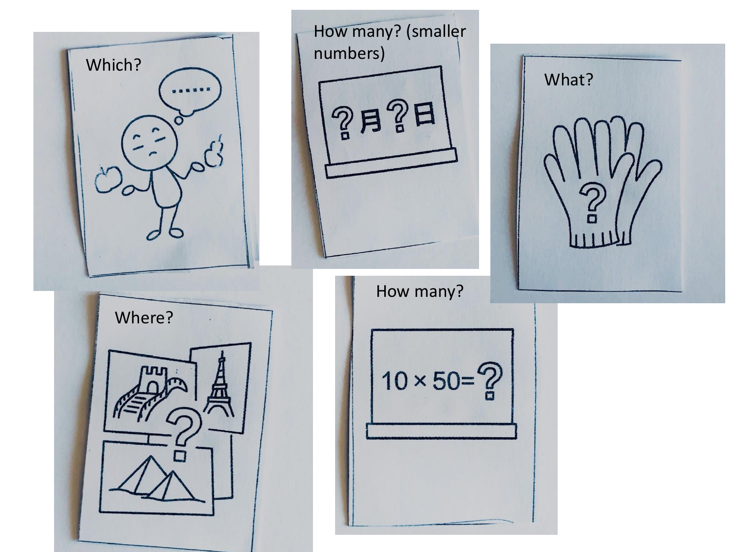Which?

How many? (smaller numbers)

?月?日

What?

Where?

How many?

$10 \times 50 = ?$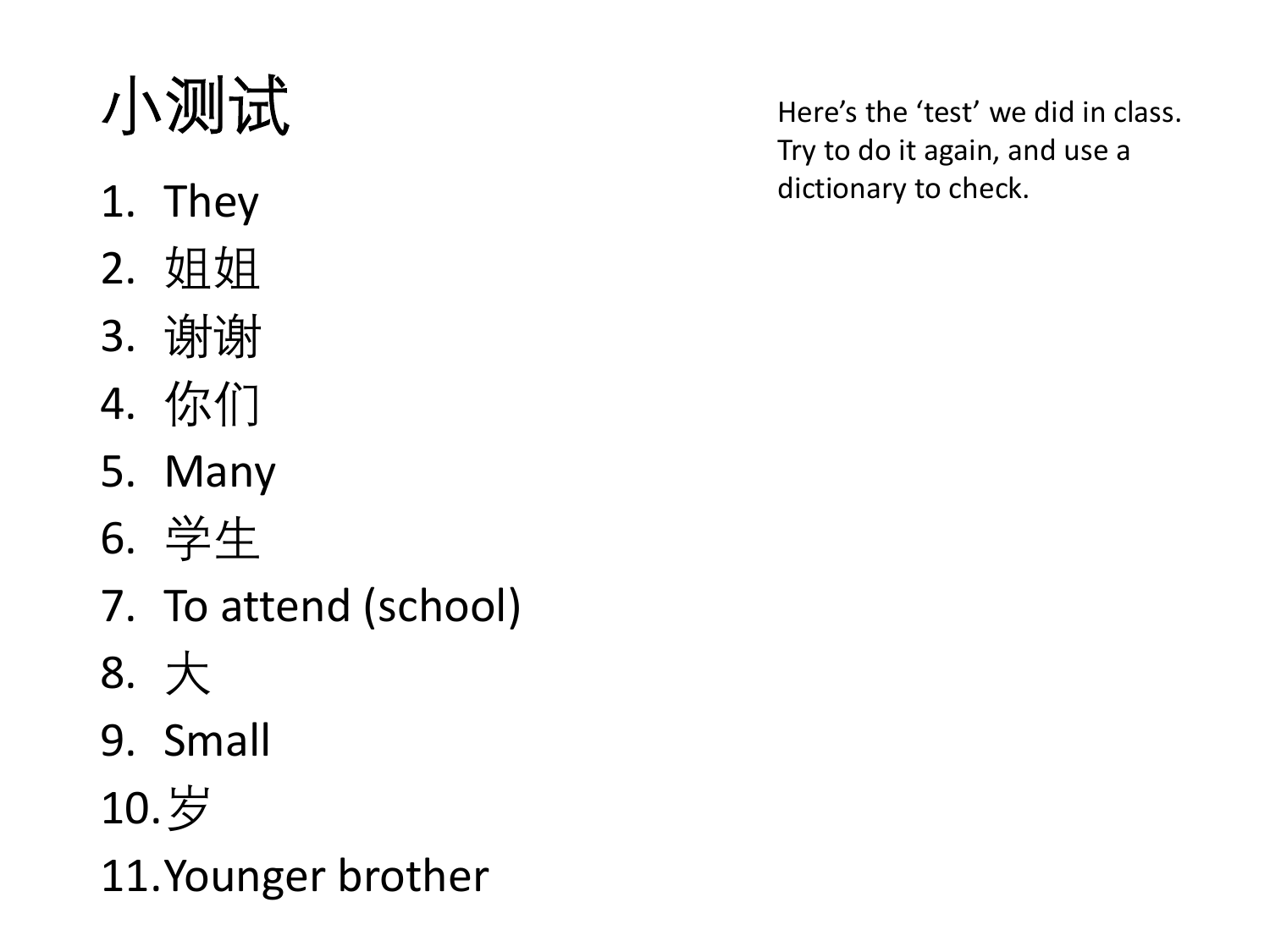# 小测试

Here's the 'test' we did in class. Try to do it again, and use a dictionary to check.

1. They
2. 姐姐
3. 谢谢
4. 你们
5. Many
6. 学生
7. To attend (school)
8. 大
9. Small
10. 岁
11. Younger brother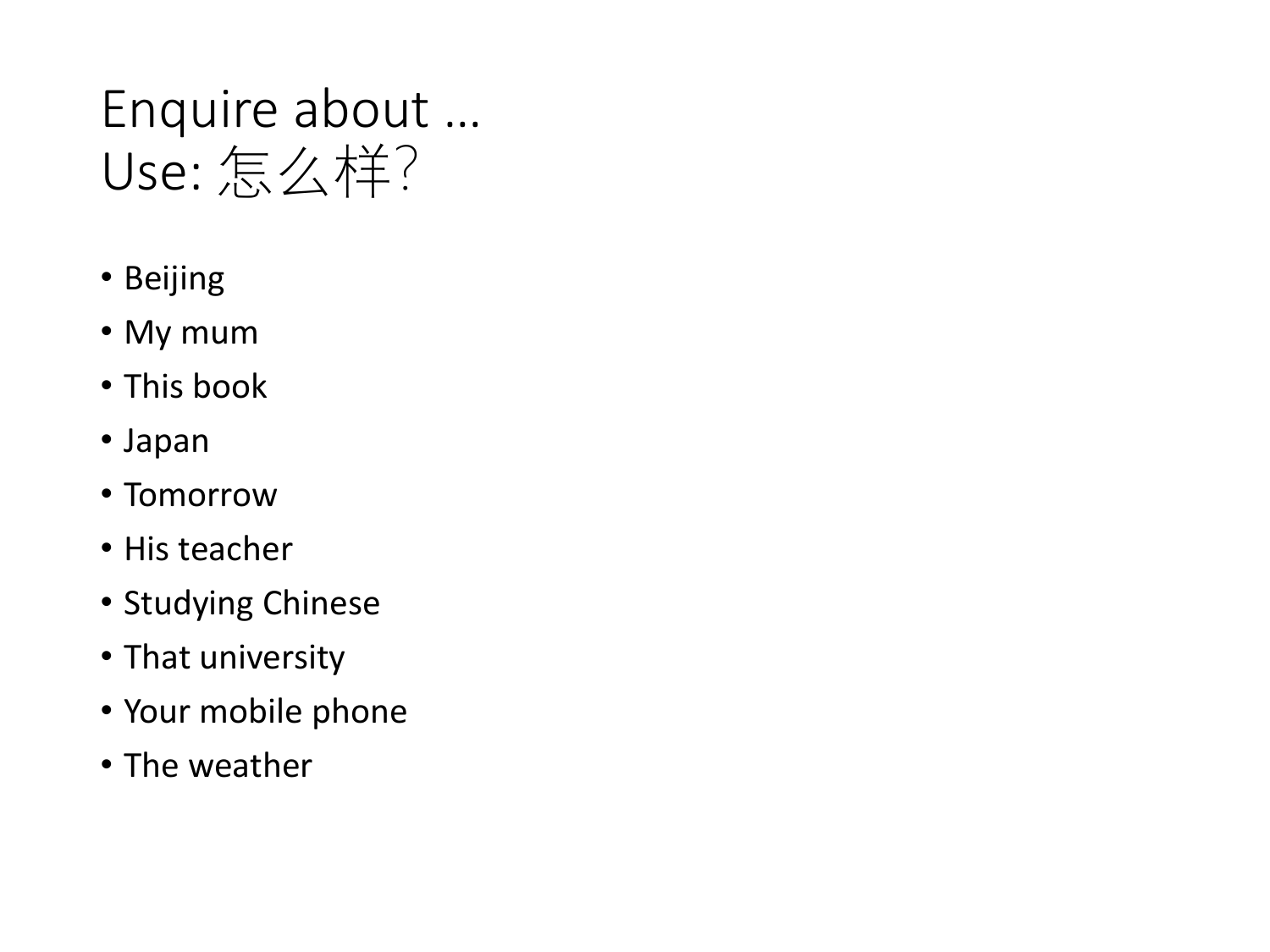# Enquire about …
# Use: 怎么样?

- Beijing
- My mum
- This book
- Japan
- Tomorrow
- His teacher
- Studying Chinese
- That university
- Your mobile phone
- The weather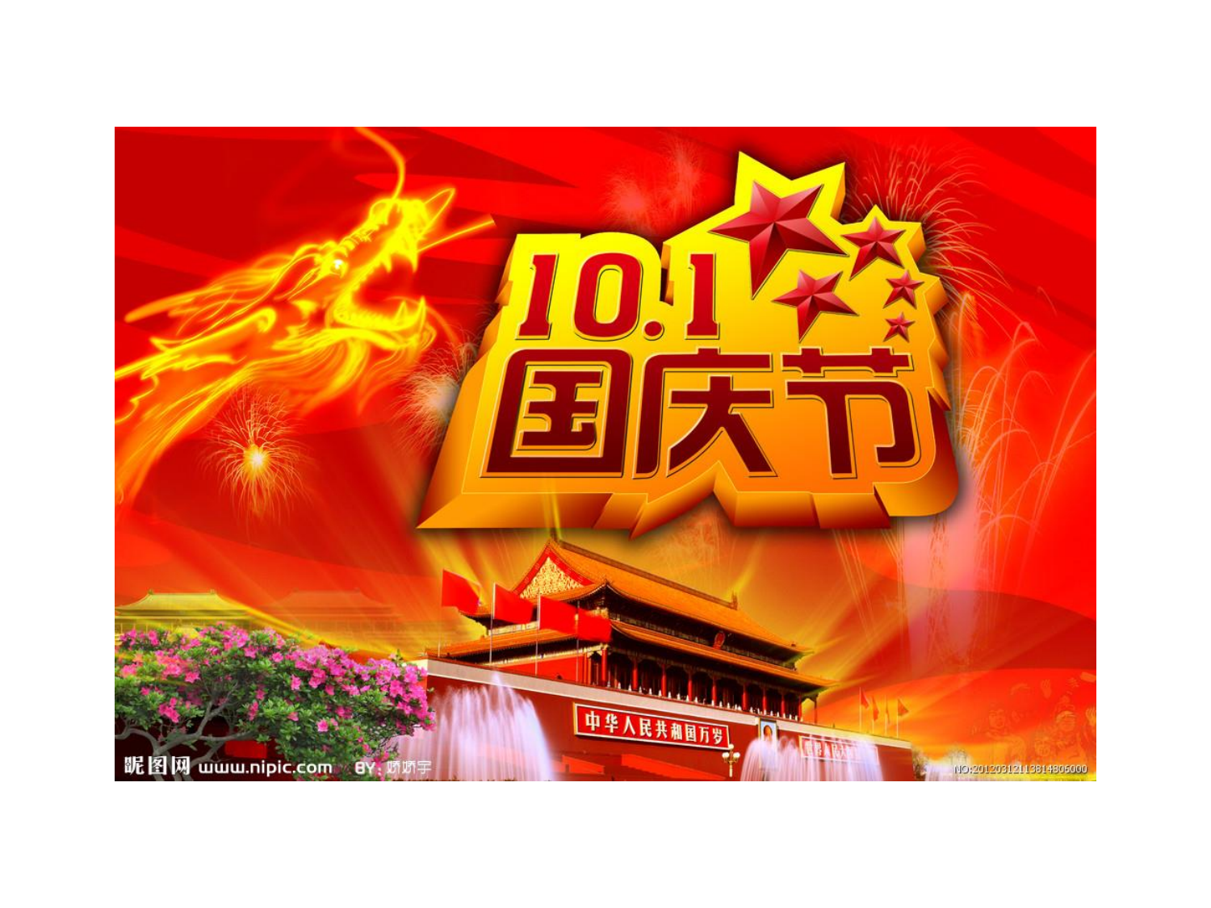# 10.1 国庆节

中华人民共和国万岁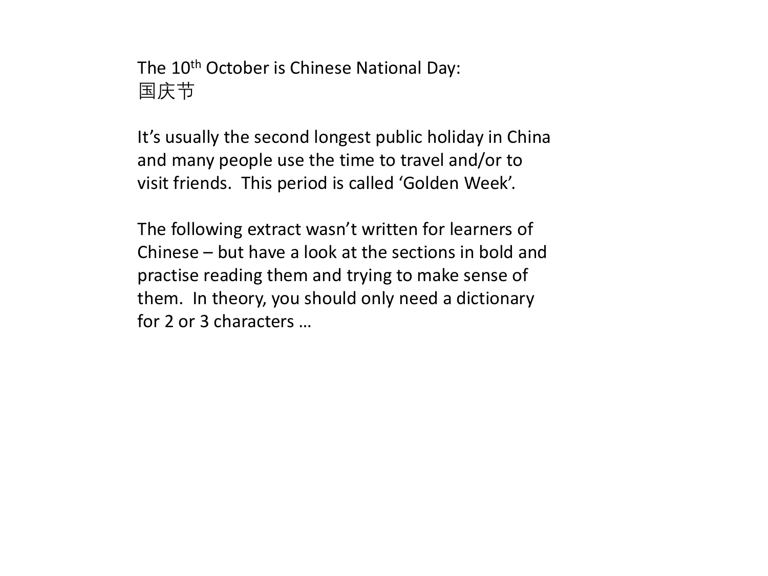The 10th October is Chinese National Day:
国庆节

It's usually the second longest public holiday in China and many people use the time to travel and/or to visit friends. This period is called 'Golden Week'.

The following extract wasn't written for learners of Chinese – but have a look at the sections in bold and practise reading them and trying to make sense of them. In theory, you should only need a dictionary for 2 or 3 characters …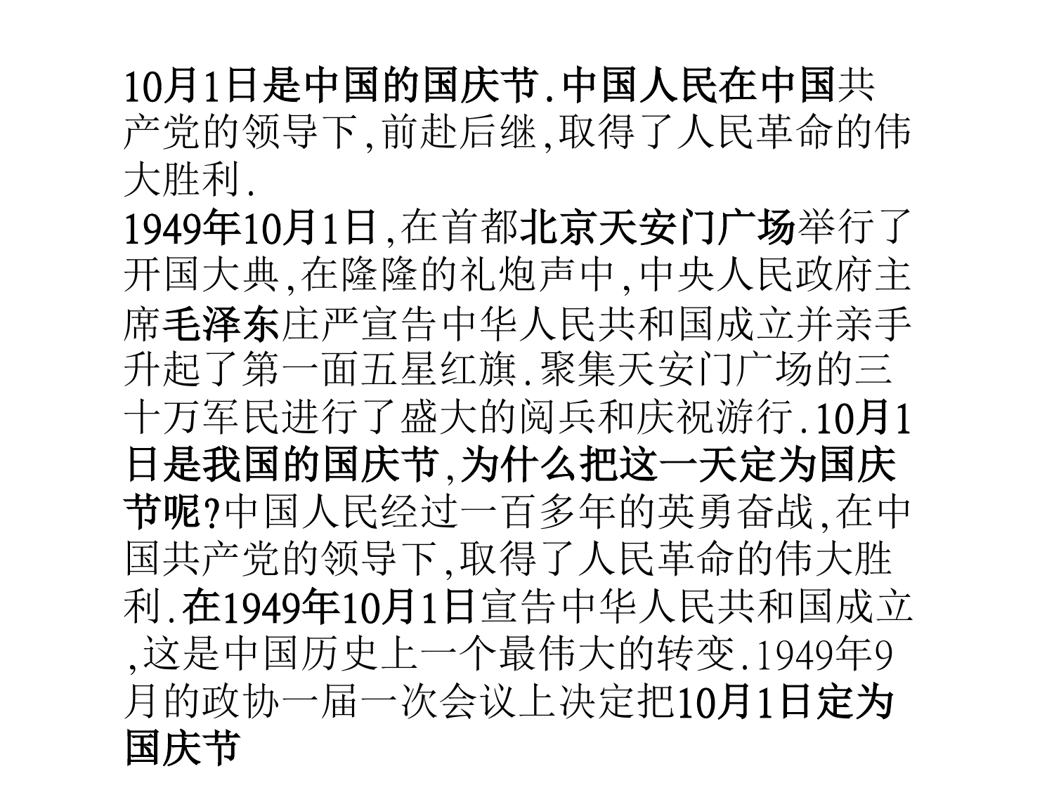**10月1日是中国的国庆节.中国人民在中国**共产党的领导下,前赴后继,取得了人民革命的伟大胜利.

**1949年10月1日**,在首都**北京天安门广场**举行了开国大典,在隆隆的礼炮声中,中央人民政府主席**毛泽东**庄严宣告中华人民共和国成立并亲手升起了第一面五星红旗.聚集天安门广场的三十万军民进行了盛大的阅兵和庆祝游行.**10月1日是我国的国庆节,为什么把这一天定为国庆节呢?**中国人民经过一百多年的英勇奋战,在中国共产党的领导下,取得了人民革命的伟大胜利.**在1949年10月1日**宣告中华人民共和国成立,这是中国历史上一个最伟大的转变.1949年9月的政协一届一次会议上决定把**10月1日定为国庆节**